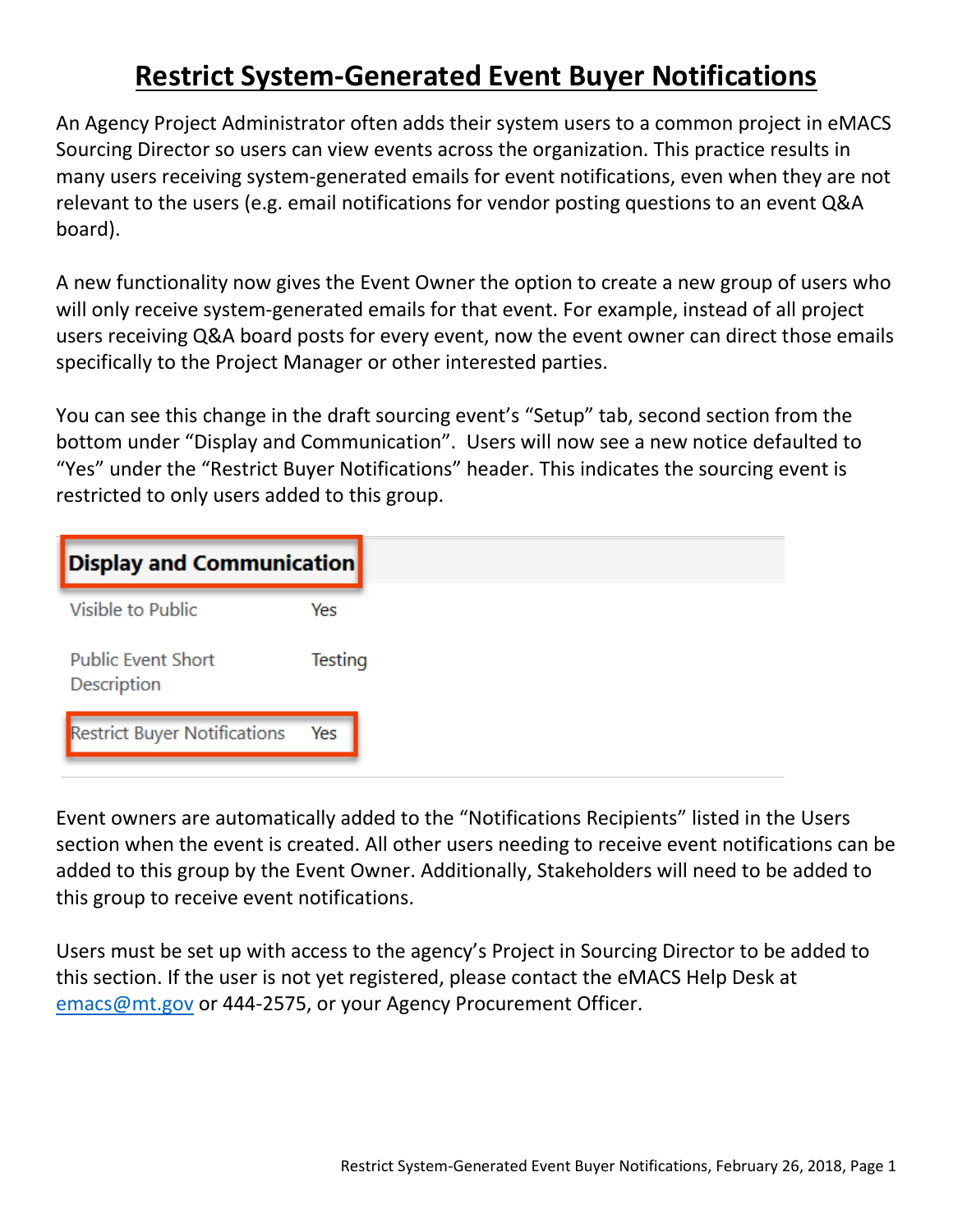# Restrict System-Generated Event Buyer Notifications

An Agency Project Administrator often adds their system users to a common project in eMACS Sourcing Director so users can view events across the organization. This practice results in many users receiving system-generated emails for event notifications, even when they are not relevant to the users (e.g. email notifications for vendor posting questions to an event Q&A board).

A new functionality now gives the Event Owner the option to create a new group of users who will only receive system-generated emails for that event. For example, instead of all project users receiving Q&A board posts for every event, now the event owner can direct those emails specifically to the Project Manager or other interested parties.

You can see this change in the draft sourcing event's "Setup" tab, second section from the bottom under "Display and Communication". Users will now see a new notice defaulted to "Yes" under the "Restrict Buyer Notifications" header. This indicates the sourcing event is restricted to only users added to this group.

| Display and Communication | |
|---|---|
| Visible to Public | Yes |
| Public Event Short Description | Testing |
| Restrict Buyer Notifications | Yes |

Event owners are automatically added to the "Notifications Recipients" listed in the Users section when the event is created. All other users needing to receive event notifications can be added to this group by the Event Owner. Additionally, Stakeholders will need to be added to this group to receive event notifications.

Users must be set up with access to the agency's Project in Sourcing Director to be added to this section. If the user is not yet registered, please contact the eMACS Help Desk at emacs@mt.gov or 444-2575, or your Agency Procurement Officer.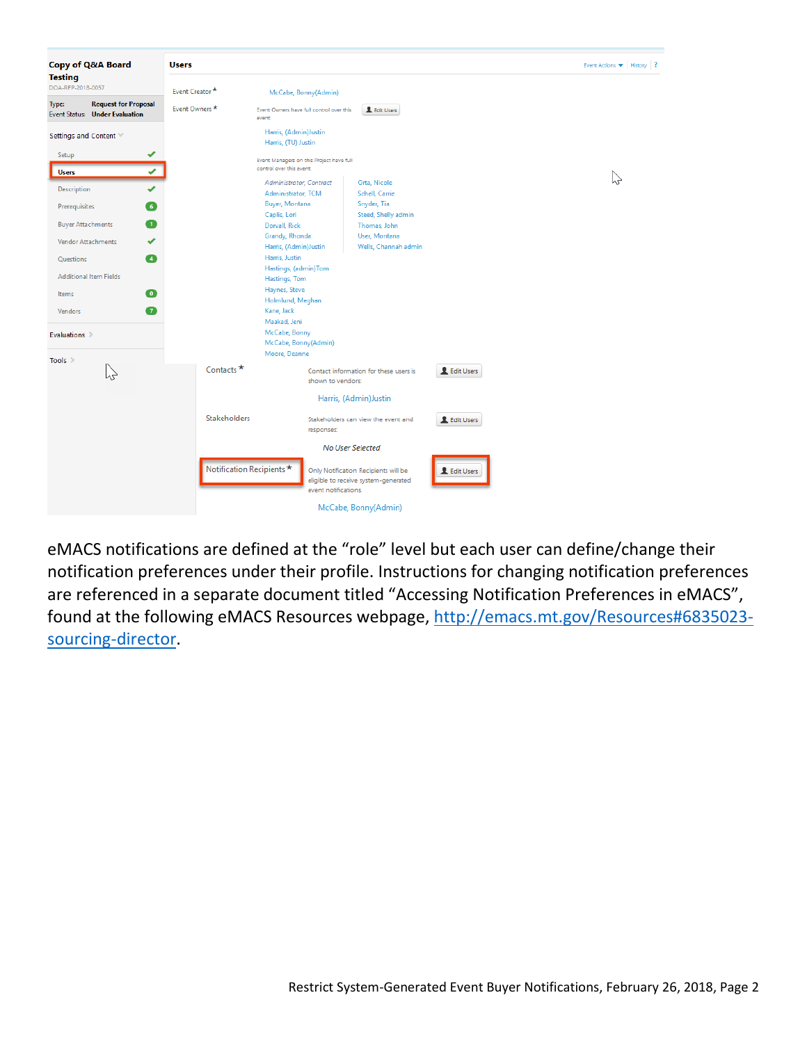eMACS notifications are defined at the "role" level but each user can define/change their notification preferences under their profile. Instructions for changing notification preferences are referenced in a separate document titled "Accessing Notification Preferences in eMACS", found at the following eMACS Resources webpage, [http://emacs.mt.gov/Resources#6835023-sourcing-director](http://emacs.mt.gov/Resources#6835023-sourcing-director).